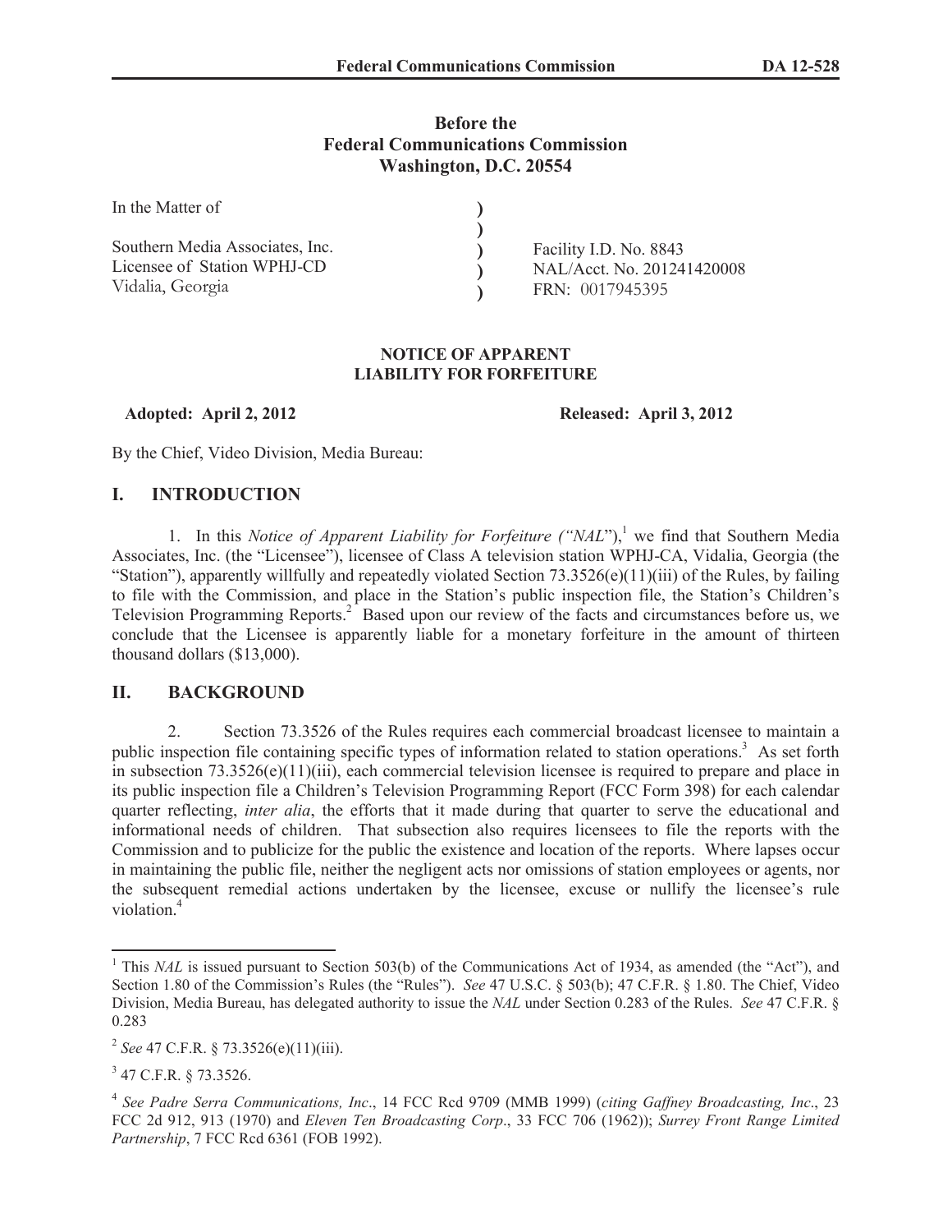**Before the**
**Federal Communications Commission**
**Washington, D.C. 20554**

| | | |
|---|---|---|
| In the Matter of | ) | |
| | ) | |
| Southern Media Associates, Inc. | ) | Facility I.D. No. 8843 |
| Licensee of Station WPHJ-CD | ) | NAL/Acct. No. 201241420008 |
| Vidalia, Georgia | ) | FRN: 0017945395 |

**NOTICE OF APPARENT**
**LIABILITY FOR FORFEITURE**

**Adopted: April 2, 2012** **Released: April 3, 2012**

By the Chief, Video Division, Media Bureau:

## I. INTRODUCTION

1. In this *Notice of Apparent Liability for Forfeiture ("NAL*"),[1] we find that Southern Media Associates, Inc. (the "Licensee"), licensee of Class A television station WPHJ-CA, Vidalia, Georgia (the "Station"), apparently willfully and repeatedly violated Section 73.3526(e)(11)(iii) of the Rules, by failing to file with the Commission, and place in the Station's public inspection file, the Station's Children's Television Programming Reports.[2] Based upon our review of the facts and circumstances before us, we conclude that the Licensee is apparently liable for a monetary forfeiture in the amount of thirteen thousand dollars ($13,000).

## II. BACKGROUND

2. Section 73.3526 of the Rules requires each commercial broadcast licensee to maintain a public inspection file containing specific types of information related to station operations.[3] As set forth in subsection 73.3526(e)(11)(iii), each commercial television licensee is required to prepare and place in its public inspection file a Children's Television Programming Report (FCC Form 398) for each calendar quarter reflecting, *inter alia*, the efforts that it made during that quarter to serve the educational and informational needs of children. That subsection also requires licensees to file the reports with the Commission and to publicize for the public the existence and location of the reports. Where lapses occur in maintaining the public file, neither the negligent acts nor omissions of station employees or agents, nor the subsequent remedial actions undertaken by the licensee, excuse or nullify the licensee's rule violation.[4]

---

[1] This *NAL* is issued pursuant to Section 503(b) of the Communications Act of 1934, as amended (the "Act"), and Section 1.80 of the Commission's Rules (the "Rules"). *See* 47 U.S.C. § 503(b); 47 C.F.R. § 1.80. The Chief, Video Division, Media Bureau, has delegated authority to issue the *NAL* under Section 0.283 of the Rules. *See* 47 C.F.R. § 0.283

[2] *See* 47 C.F.R. § 73.3526(e)(11)(iii).

[3] 47 C.F.R. § 73.3526.

[4] *See Padre Serra Communications, Inc*., 14 FCC Rcd 9709 (MMB 1999) (*citing Gaffney Broadcasting, Inc*., 23 FCC 2d 912, 913 (1970) and *Eleven Ten Broadcasting Corp*., 33 FCC 706 (1962)); *Surrey Front Range Limited Partnership*, 7 FCC Rcd 6361 (FOB 1992).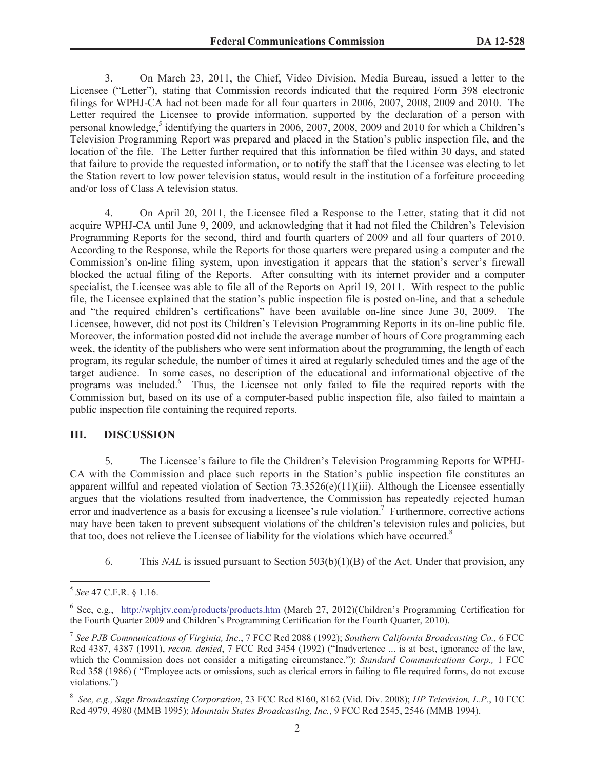3. On March 23, 2011, the Chief, Video Division, Media Bureau, issued a letter to the Licensee ("Letter"), stating that Commission records indicated that the required Form 398 electronic filings for WPHJ-CA had not been made for all four quarters in 2006, 2007, 2008, 2009 and 2010. The Letter required the Licensee to provide information, supported by the declaration of a person with personal knowledge,[5] identifying the quarters in 2006, 2007, 2008, 2009 and 2010 for which a Children's Television Programming Report was prepared and placed in the Station's public inspection file, and the location of the file. The Letter further required that this information be filed within 30 days, and stated that failure to provide the requested information, or to notify the staff that the Licensee was electing to let the Station revert to low power television status, would result in the institution of a forfeiture proceeding and/or loss of Class A television status.

4. On April 20, 2011, the Licensee filed a Response to the Letter, stating that it did not acquire WPHJ-CA until June 9, 2009, and acknowledging that it had not filed the Children's Television Programming Reports for the second, third and fourth quarters of 2009 and all four quarters of 2010. According to the Response, while the Reports for those quarters were prepared using a computer and the Commission's on-line filing system, upon investigation it appears that the station's server's firewall blocked the actual filing of the Reports. After consulting with its internet provider and a computer specialist, the Licensee was able to file all of the Reports on April 19, 2011. With respect to the public file, the Licensee explained that the station's public inspection file is posted on-line, and that a schedule and "the required children's certifications" have been available on-line since June 30, 2009. The Licensee, however, did not post its Children's Television Programming Reports in its on-line public file. Moreover, the information posted did not include the average number of hours of Core programming each week, the identity of the publishers who were sent information about the programming, the length of each program, its regular schedule, the number of times it aired at regularly scheduled times and the age of the target audience. In some cases, no description of the educational and informational objective of the programs was included.[6] Thus, the Licensee not only failed to file the required reports with the Commission but, based on its use of a computer-based public inspection file, also failed to maintain a public inspection file containing the required reports.

## III. DISCUSSION

5. The Licensee's failure to file the Children's Television Programming Reports for WPHJ-CA with the Commission and place such reports in the Station's public inspection file constitutes an apparent willful and repeated violation of Section 73.3526(e)(11)(iii). Although the Licensee essentially argues that the violations resulted from inadvertence, the Commission has repeatedly rejected human error and inadvertence as a basis for excusing a licensee's rule violation.[7] Furthermore, corrective actions may have been taken to prevent subsequent violations of the children's television rules and policies, but that too, does not relieve the Licensee of liability for the violations which have occurred.[8]

6. This *NAL* is issued pursuant to Section 503(b)(1)(B) of the Act. Under that provision, any

---

[5] *See* 47 C.F.R. § 1.16.

[6] See, e.g., http://wphjtv.com/products/products.htm (March 27, 2012)(Children's Programming Certification for the Fourth Quarter 2009 and Children's Programming Certification for the Fourth Quarter, 2010).

[7] *See PJB Communications of Virginia, Inc.*, 7 FCC Rcd 2088 (1992); *Southern California Broadcasting Co.,* 6 FCC Rcd 4387, 4387 (1991), *recon. denied*, 7 FCC Rcd 3454 (1992) ("Inadvertence ... is at best, ignorance of the law, which the Commission does not consider a mitigating circumstance."); *Standard Communications Corp.,* 1 FCC Rcd 358 (1986) ( "Employee acts or omissions, such as clerical errors in failing to file required forms, do not excuse violations.")

[8] *See, e.g., Sage Broadcasting Corporation*, 23 FCC Rcd 8160, 8162 (Vid. Div. 2008); *HP Television, L.P.*, 10 FCC Rcd 4979, 4980 (MMB 1995); *Mountain States Broadcasting, Inc.*, 9 FCC Rcd 2545, 2546 (MMB 1994).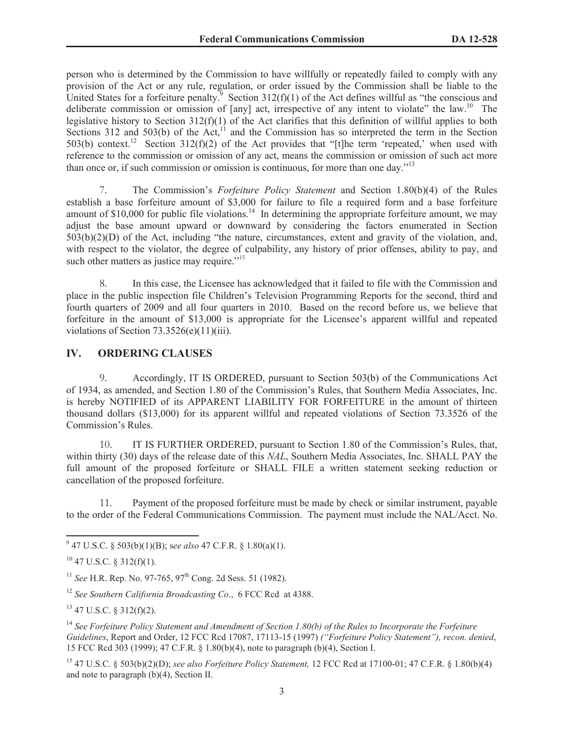person who is determined by the Commission to have willfully or repeatedly failed to comply with any provision of the Act or any rule, regulation, or order issued by the Commission shall be liable to the United States for a forfeiture penalty.[9] Section 312(f)(1) of the Act defines willful as "the conscious and deliberate commission or omission of [any] act, irrespective of any intent to violate" the law.[10] The legislative history to Section 312(f)(1) of the Act clarifies that this definition of willful applies to both Sections 312 and 503(b) of the Act,[11] and the Commission has so interpreted the term in the Section 503(b) context.[12] Section 312(f)(2) of the Act provides that "[t]he term 'repeated,' when used with reference to the commission or omission of any act, means the commission or omission of such act more than once or, if such commission or omission is continuous, for more than one day."[13]

7. The Commission's *Forfeiture Policy Statement* and Section 1.80(b)(4) of the Rules establish a base forfeiture amount of $3,000 for failure to file a required form and a base forfeiture amount of $10,000 for public file violations.[14] In determining the appropriate forfeiture amount, we may adjust the base amount upward or downward by considering the factors enumerated in Section 503(b)(2)(D) of the Act, including "the nature, circumstances, extent and gravity of the violation, and, with respect to the violator, the degree of culpability, any history of prior offenses, ability to pay, and such other matters as justice may require."[15]

8. In this case, the Licensee has acknowledged that it failed to file with the Commission and place in the public inspection file Children's Television Programming Reports for the second, third and fourth quarters of 2009 and all four quarters in 2010. Based on the record before us, we believe that forfeiture in the amount of $13,000 is appropriate for the Licensee's apparent willful and repeated violations of Section 73.3526(e)(11)(iii).

## IV. ORDERING CLAUSES

9. Accordingly, IT IS ORDERED, pursuant to Section 503(b) of the Communications Act of 1934, as amended, and Section 1.80 of the Commission's Rules, that Southern Media Associates, Inc. is hereby NOTIFIED of its APPARENT LIABILITY FOR FORFEITURE in the amount of thirteen thousand dollars ($13,000) for its apparent willful and repeated violations of Section 73.3526 of the Commission's Rules.

10. IT IS FURTHER ORDERED, pursuant to Section 1.80 of the Commission's Rules, that, within thirty (30) days of the release date of this *NAL*, Southern Media Associates, Inc. SHALL PAY the full amount of the proposed forfeiture or SHALL FILE a written statement seeking reduction or cancellation of the proposed forfeiture.

11. Payment of the proposed forfeiture must be made by check or similar instrument, payable to the order of the Federal Communications Commission. The payment must include the NAL/Acct. No.

---

[9] 47 U.S.C. § 503(b)(1)(B); s*ee also* 47 C.F.R. § 1.80(a)(1).

[10] 47 U.S.C. § 312(f)(1).

[11] *See* H.R. Rep. No. 97-765, 97th Cong. 2d Sess. 51 (1982).

[12] *See Southern California Broadcasting Co.*, 6 FCC Rcd at 4388.

[13] 47 U.S.C. § 312(f)(2).

[14] *See Forfeiture Policy Statement and Amendment of Section 1.80(b) of the Rules to Incorporate the Forfeiture Guidelines*, Report and Order, 12 FCC Rcd 17087, 17113-15 (1997) *("Forfeiture Policy Statement"), recon. denied*, 15 FCC Rcd 303 (1999); 47 C.F.R. § 1.80(b)(4), note to paragraph (b)(4), Section I.

[15] 47 U.S.C. § 503(b)(2)(D); *see also Forfeiture Policy Statement,* 12 FCC Rcd at 17100-01; 47 C.F.R. § 1.80(b)(4) and note to paragraph (b)(4), Section II.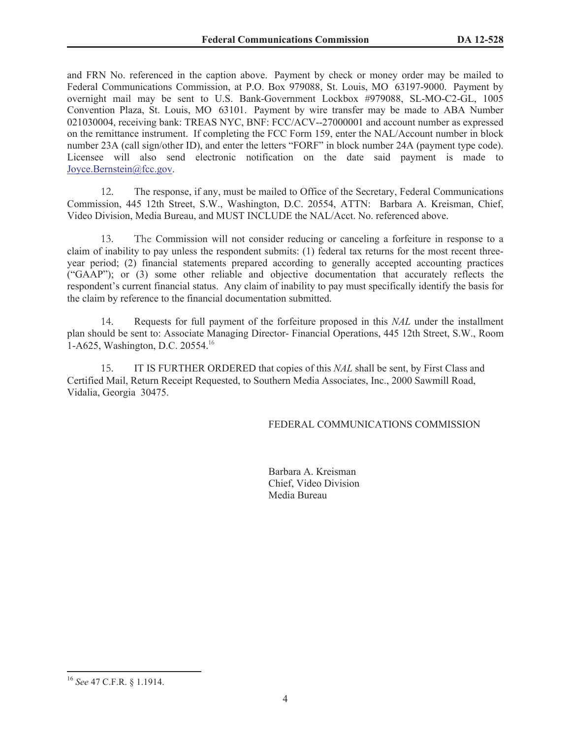and FRN No. referenced in the caption above. Payment by check or money order may be mailed to Federal Communications Commission, at P.O. Box 979088, St. Louis, MO 63197-9000. Payment by overnight mail may be sent to U.S. Bank-Government Lockbox #979088, SL-MO-C2-GL, 1005 Convention Plaza, St. Louis, MO 63101. Payment by wire transfer may be made to ABA Number 021030004, receiving bank: TREAS NYC, BNF: FCC/ACV--27000001 and account number as expressed on the remittance instrument. If completing the FCC Form 159, enter the NAL/Account number in block number 23A (call sign/other ID), and enter the letters "FORF" in block number 24A (payment type code). Licensee will also send electronic notification on the date said payment is made to Joyce.Bernstein@fcc.gov.

12. The response, if any, must be mailed to Office of the Secretary, Federal Communications Commission, 445 12th Street, S.W., Washington, D.C. 20554, ATTN: Barbara A. Kreisman, Chief, Video Division, Media Bureau, and MUST INCLUDE the NAL/Acct. No. referenced above.

13. The Commission will not consider reducing or canceling a forfeiture in response to a claim of inability to pay unless the respondent submits: (1) federal tax returns for the most recent three-year period; (2) financial statements prepared according to generally accepted accounting practices ("GAAP"); or (3) some other reliable and objective documentation that accurately reflects the respondent's current financial status. Any claim of inability to pay must specifically identify the basis for the claim by reference to the financial documentation submitted.

14. Requests for full payment of the forfeiture proposed in this *NAL* under the installment plan should be sent to: Associate Managing Director- Financial Operations, 445 12th Street, S.W., Room 1-A625, Washington, D.C. 20554.[16]

15. IT IS FURTHER ORDERED that copies of this *NAL* shall be sent, by First Class and Certified Mail, Return Receipt Requested, to Southern Media Associates, Inc., 2000 Sawmill Road, Vidalia, Georgia 30475.

FEDERAL COMMUNICATIONS COMMISSION

Barbara A. Kreisman
Chief, Video Division
Media Bureau

[16] *See* 47 C.F.R. § 1.1914.